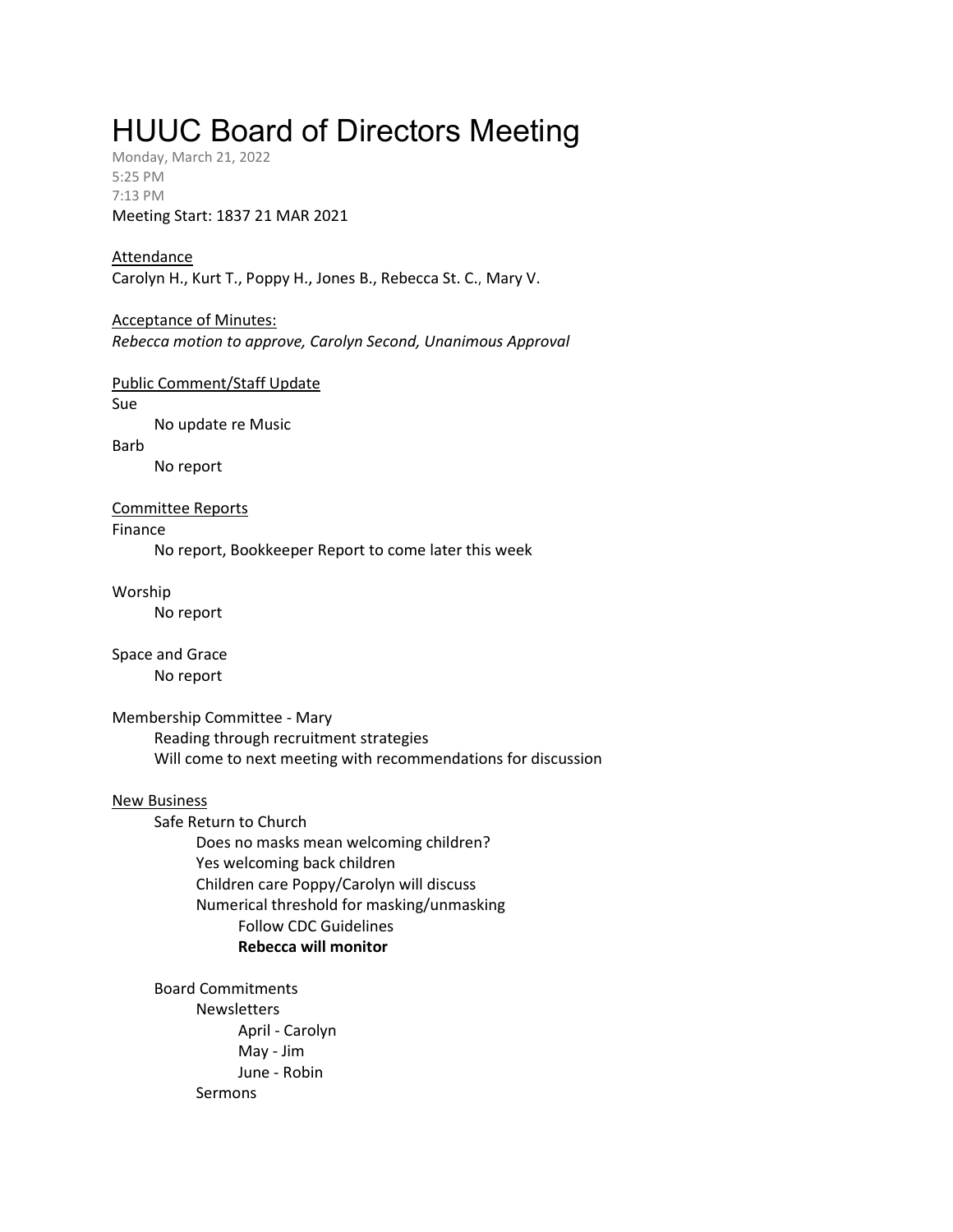# HUUC Board of Directors Meeting

Monday, March 21, 2022
5:25 PM
7:13 PM
Meeting Start: 1837 21 MAR 2021

Attendance
Carolyn H., Kurt T., Poppy H., Jones B., Rebecca St. C., Mary V.

Acceptance of Minutes:
*Rebecca motion to approve, Carolyn Second, Unanimous Approval*

Public Comment/Staff Update

Sue
- No update re Music

Barb
- No report

Committee Reports

Finance
- No report, Bookkeeper Report to come later this week

Worship
- No report

Space and Grace
- No report

Membership Committee - Mary
- Reading through recruitment strategies
- Will come to next meeting with recommendations for discussion

New Business
- Safe Return to Church
  - Does no masks mean welcoming children?
  - Yes welcoming back children
  - Children care Poppy/Carolyn will discuss
  - Numerical threshold for masking/unmasking
    - Follow CDC Guidelines
    - **Rebecca will monitor**
- Board Commitments
  - Newsletters
    - April - Carolyn
    - May - Jim
    - June - Robin
  - Sermons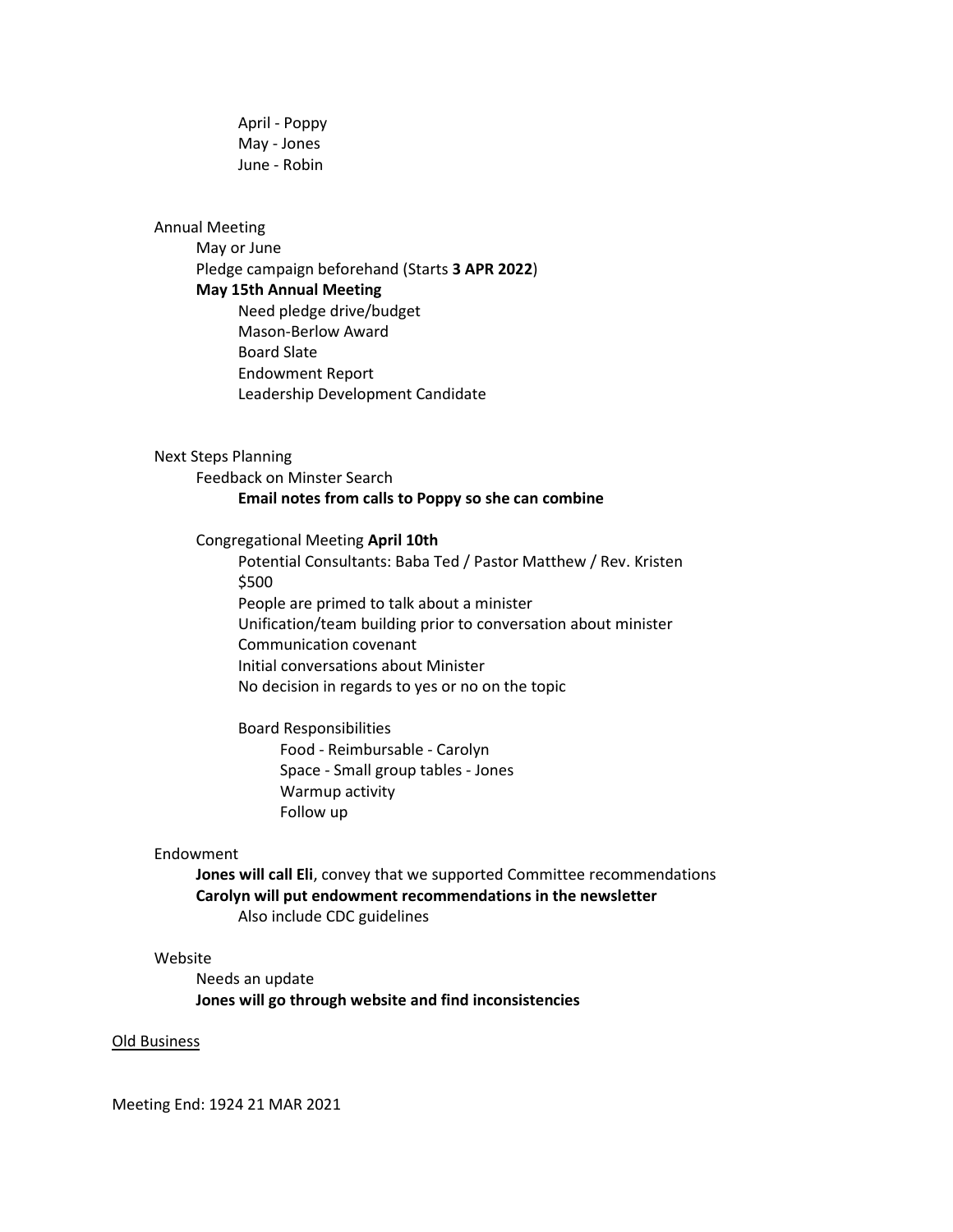- April - Poppy
- May - Jones
- June - Robin

- Annual Meeting
  - May or June
  - Pledge campaign beforehand (Starts **3 APR 2022**)
  - **May 15th Annual Meeting**
    - Need pledge drive/budget
    - Mason-Berlow Award
    - Board Slate
    - Endowment Report
    - Leadership Development Candidate

- Next Steps Planning
  - Feedback on Minster Search
    - **Email notes from calls to Poppy so she can combine**

  - Congregational Meeting **April 10th**
    - Potential Consultants: Baba Ted / Pastor Matthew / Rev. Kristen
    - $500
    - People are primed to talk about a minister
    - Unification/team building prior to conversation about minister
    - Communication covenant
    - Initial conversations about Minister
    - No decision in regards to yes or no on the topic

    - Board Responsibilities
      - Food - Reimbursable - Carolyn
      - Space - Small group tables - Jones
      - Warmup activity
      - Follow up

- Endowment
  - **Jones will call Eli**, convey that we supported Committee recommendations
  - **Carolyn will put endowment recommendations in the newsletter**
    - Also include CDC guidelines

- Website
  - Needs an update
  - **Jones will go through website and find inconsistencies**

<u>Old Business</u>

Meeting End: 1924 21 MAR 2021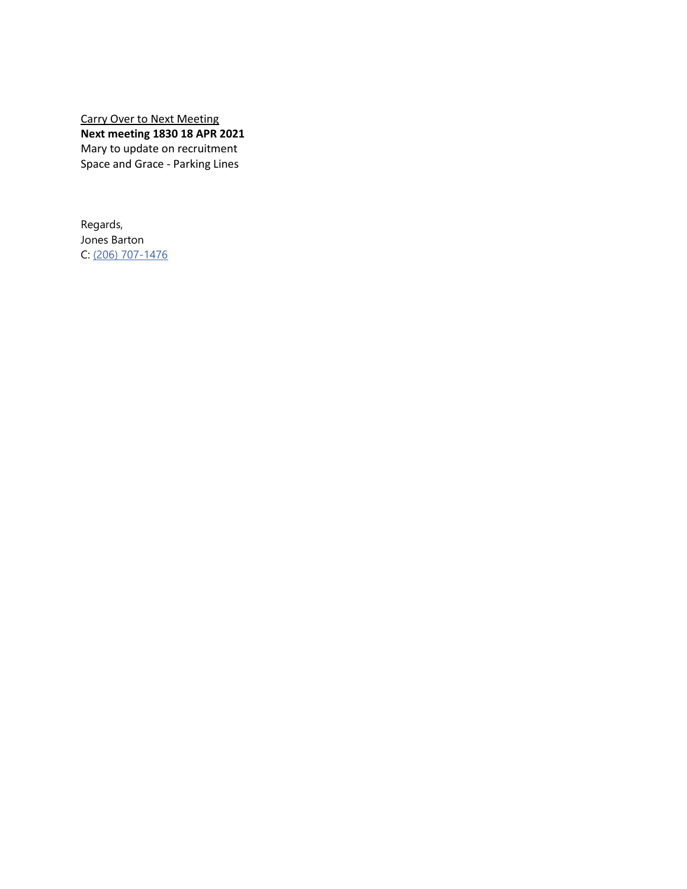<u>Carry Over to Next Meeting</u>
**Next meeting 1830 18 APR 2021**
Mary to update on recruitment
Space and Grace - Parking Lines

Regards,
Jones Barton
C: (206) 707-1476